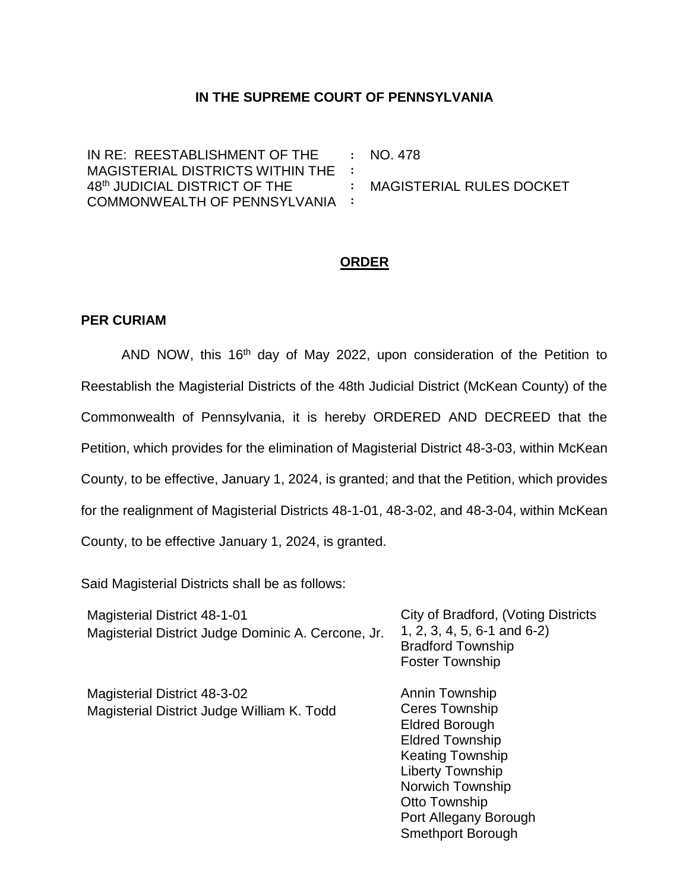**IN THE SUPREME COURT OF PENNSYLVANIA**

| | | |
|---|---|---|
| IN RE: REESTABLISHMENT OF THE MAGISTERIAL DISTRICTS WITHIN THE 48th JUDICIAL DISTRICT OF THE COMMONWEALTH OF PENNSYLVANIA | : | NO. 478 MAGISTERIAL RULES DOCKET |

**ORDER**

**PER CURIAM**

AND NOW, this 16th day of May 2022, upon consideration of the Petition to Reestablish the Magisterial Districts of the 48th Judicial District (McKean County) of the Commonwealth of Pennsylvania, it is hereby ORDERED AND DECREED that the Petition, which provides for the elimination of Magisterial District 48-3-03, within McKean County, to be effective, January 1, 2024, is granted; and that the Petition, which provides for the realignment of Magisterial Districts 48-1-01, 48-3-02, and 48-3-04, within McKean County, to be effective January 1, 2024, is granted.

Said Magisterial Districts shall be as follows:

| | |
|---|---|
| Magisterial District 48-1-01<br>Magisterial District Judge Dominic A. Cercone, Jr. | City of Bradford, (Voting Districts 1, 2, 3, 4, 5, 6-1 and 6-2)<br>Bradford Township<br>Foster Township |
| Magisterial District 48-3-02<br>Magisterial District Judge William K. Todd | Annin Township<br>Ceres Township<br>Eldred Borough<br>Eldred Township<br>Keating Township<br>Liberty Township<br>Norwich Township<br>Otto Township<br>Port Allegany Borough<br>Smethport Borough |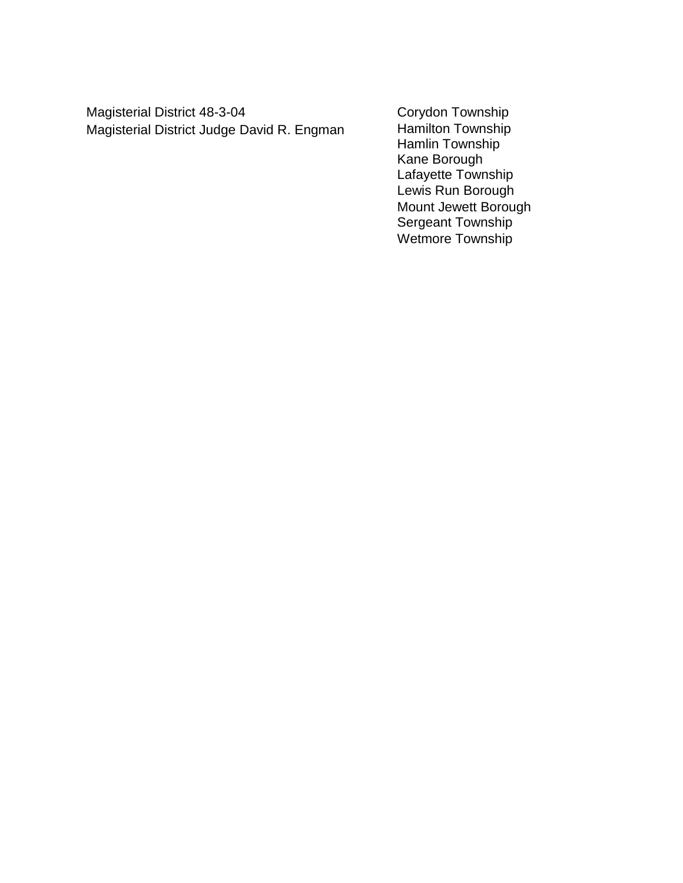| | |
|---|---|
| Magisterial District 48-3-04<br>Magisterial District Judge David R. Engman | Corydon Township<br>Hamilton Township<br>Hamlin Township<br>Kane Borough<br>Lafayette Township<br>Lewis Run Borough<br>Mount Jewett Borough<br>Sergeant Township<br>Wetmore Township |